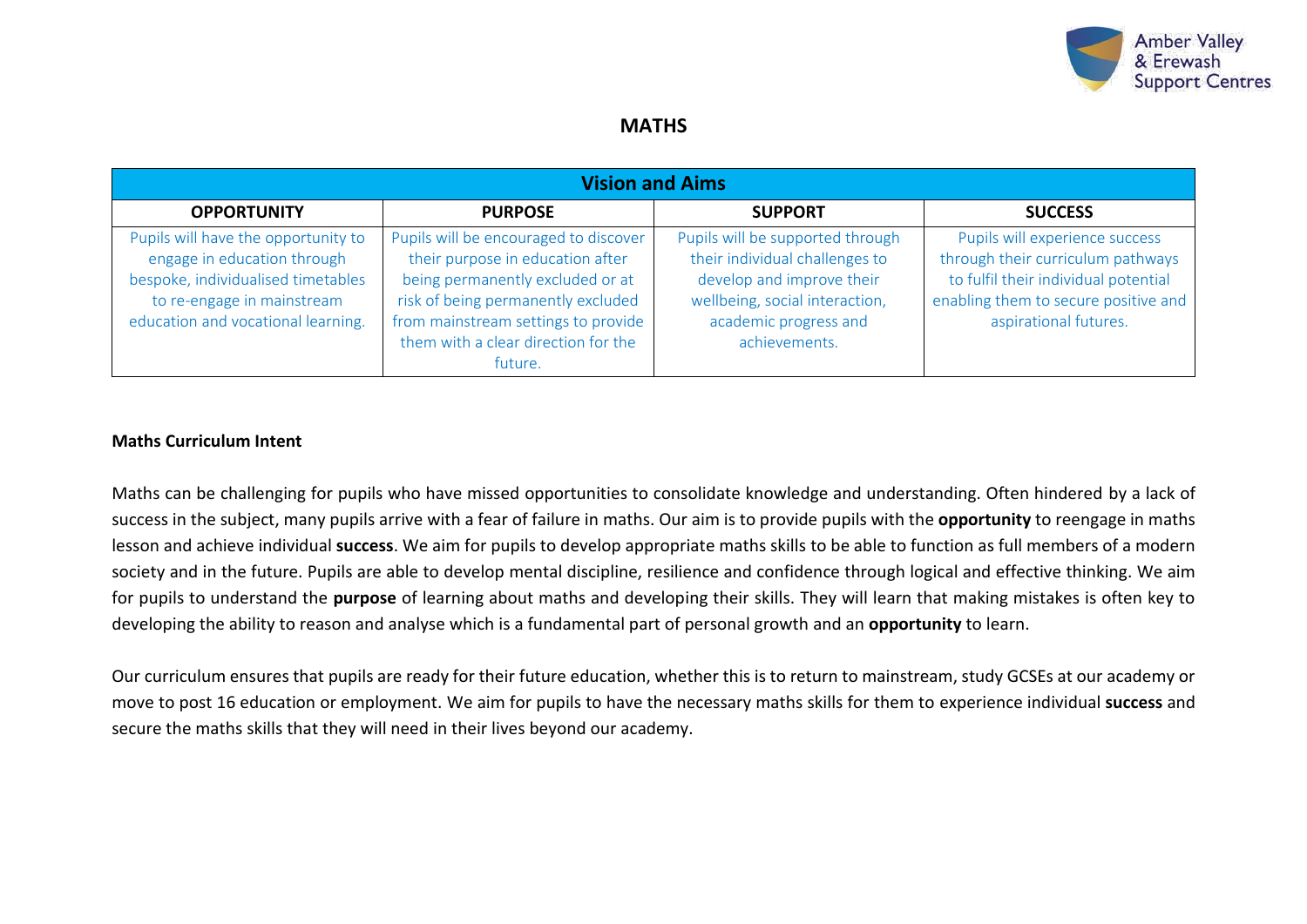# MATHS

| Vision and Aims | | | |
|---|---|---|---|
| **OPPORTUNITY** | **PURPOSE** | **SUPPORT** | **SUCCESS** |
| Pupils will have the opportunity to engage in education through bespoke, individualised timetables to re-engage in mainstream education and vocational learning. | Pupils will be encouraged to discover their purpose in education after being permanently excluded or at risk of being permanently excluded from mainstream settings to provide them with a clear direction for the future. | Pupils will be supported through their individual challenges to develop and improve their wellbeing, social interaction, academic progress and achievements. | Pupils will experience success through their curriculum pathways to fulfil their individual potential enabling them to secure positive and aspirational futures. |

**Maths Curriculum Intent**

Maths can be challenging for pupils who have missed opportunities to consolidate knowledge and understanding. Often hindered by a lack of success in the subject, many pupils arrive with a fear of failure in maths. Our aim is to provide pupils with the **opportunity** to reengage in maths lesson and achieve individual **success**. We aim for pupils to develop appropriate maths skills to be able to function as full members of a modern society and in the future. Pupils are able to develop mental discipline, resilience and confidence through logical and effective thinking. We aim for pupils to understand the **purpose** of learning about maths and developing their skills. They will learn that making mistakes is often key to developing the ability to reason and analyse which is a fundamental part of personal growth and an **opportunity** to learn.

Our curriculum ensures that pupils are ready for their future education, whether this is to return to mainstream, study GCSEs at our academy or move to post 16 education or employment. We aim for pupils to have the necessary maths skills for them to experience individual **success** and secure the maths skills that they will need in their lives beyond our academy.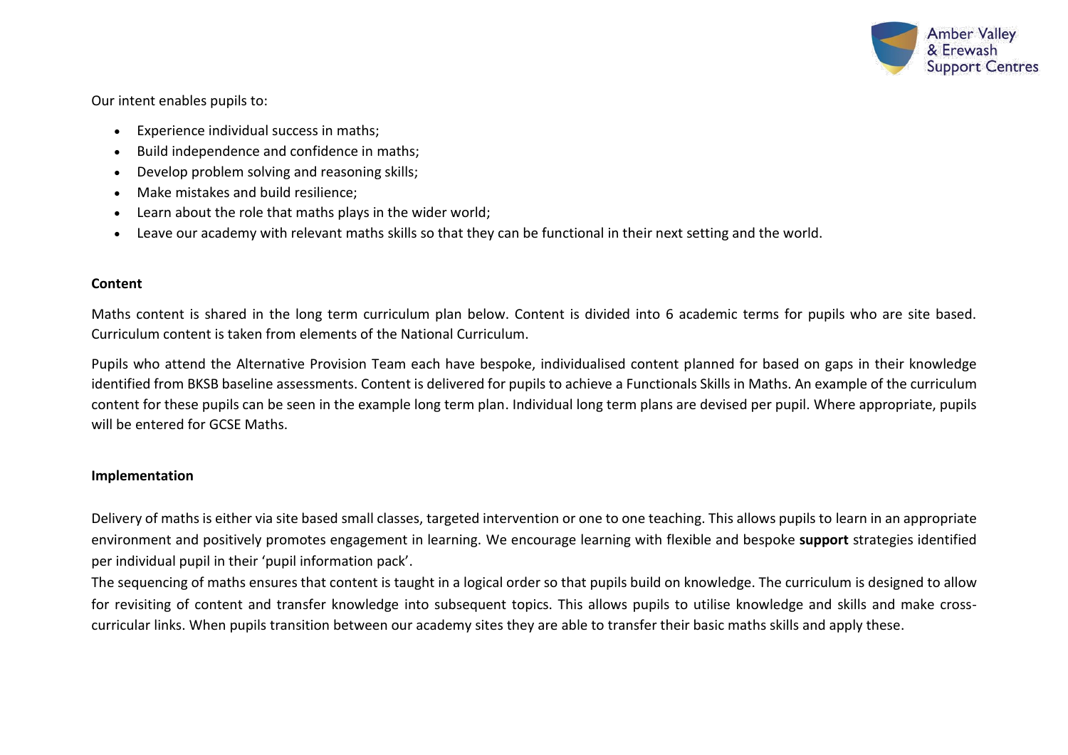Our intent enables pupils to:

- Experience individual success in maths;
- Build independence and confidence in maths;
- Develop problem solving and reasoning skills;
- Make mistakes and build resilience;
- Learn about the role that maths plays in the wider world;
- Leave our academy with relevant maths skills so that they can be functional in their next setting and the world.

**Content**

Maths content is shared in the long term curriculum plan below. Content is divided into 6 academic terms for pupils who are site based. Curriculum content is taken from elements of the National Curriculum.

Pupils who attend the Alternative Provision Team each have bespoke, individualised content planned for based on gaps in their knowledge identified from BKSB baseline assessments. Content is delivered for pupils to achieve a Functionals Skills in Maths. An example of the curriculum content for these pupils can be seen in the example long term plan. Individual long term plans are devised per pupil. Where appropriate, pupils will be entered for GCSE Maths.

**Implementation**

Delivery of maths is either via site based small classes, targeted intervention or one to one teaching. This allows pupils to learn in an appropriate environment and positively promotes engagement in learning. We encourage learning with flexible and bespoke **support** strategies identified per individual pupil in their 'pupil information pack'.

The sequencing of maths ensures that content is taught in a logical order so that pupils build on knowledge. The curriculum is designed to allow for revisiting of content and transfer knowledge into subsequent topics. This allows pupils to utilise knowledge and skills and make cross-curricular links. When pupils transition between our academy sites they are able to transfer their basic maths skills and apply these.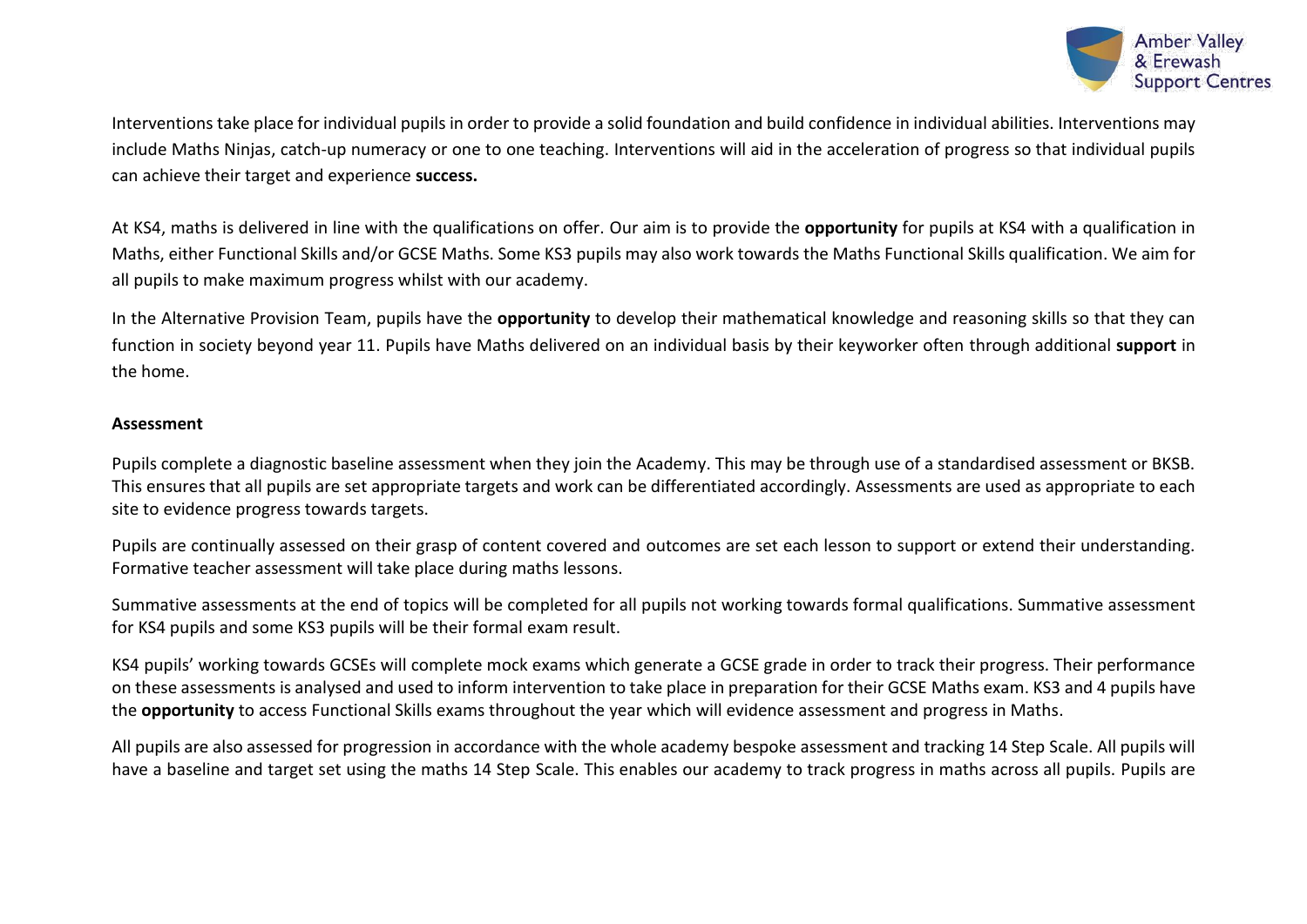Interventions take place for individual pupils in order to provide a solid foundation and build confidence in individual abilities. Interventions may include Maths Ninjas, catch-up numeracy or one to one teaching. Interventions will aid in the acceleration of progress so that individual pupils can achieve their target and experience **success.**

At KS4, maths is delivered in line with the qualifications on offer. Our aim is to provide the **opportunity** for pupils at KS4 with a qualification in Maths, either Functional Skills and/or GCSE Maths. Some KS3 pupils may also work towards the Maths Functional Skills qualification. We aim for all pupils to make maximum progress whilst with our academy.

In the Alternative Provision Team, pupils have the **opportunity** to develop their mathematical knowledge and reasoning skills so that they can function in society beyond year 11. Pupils have Maths delivered on an individual basis by their keyworker often through additional **support** in the home.

**Assessment**

Pupils complete a diagnostic baseline assessment when they join the Academy. This may be through use of a standardised assessment or BKSB. This ensures that all pupils are set appropriate targets and work can be differentiated accordingly. Assessments are used as appropriate to each site to evidence progress towards targets.

Pupils are continually assessed on their grasp of content covered and outcomes are set each lesson to support or extend their understanding. Formative teacher assessment will take place during maths lessons.

Summative assessments at the end of topics will be completed for all pupils not working towards formal qualifications. Summative assessment for KS4 pupils and some KS3 pupils will be their formal exam result.

KS4 pupils' working towards GCSEs will complete mock exams which generate a GCSE grade in order to track their progress. Their performance on these assessments is analysed and used to inform intervention to take place in preparation for their GCSE Maths exam. KS3 and 4 pupils have the **opportunity** to access Functional Skills exams throughout the year which will evidence assessment and progress in Maths.

All pupils are also assessed for progression in accordance with the whole academy bespoke assessment and tracking 14 Step Scale. All pupils will have a baseline and target set using the maths 14 Step Scale. This enables our academy to track progress in maths across all pupils. Pupils are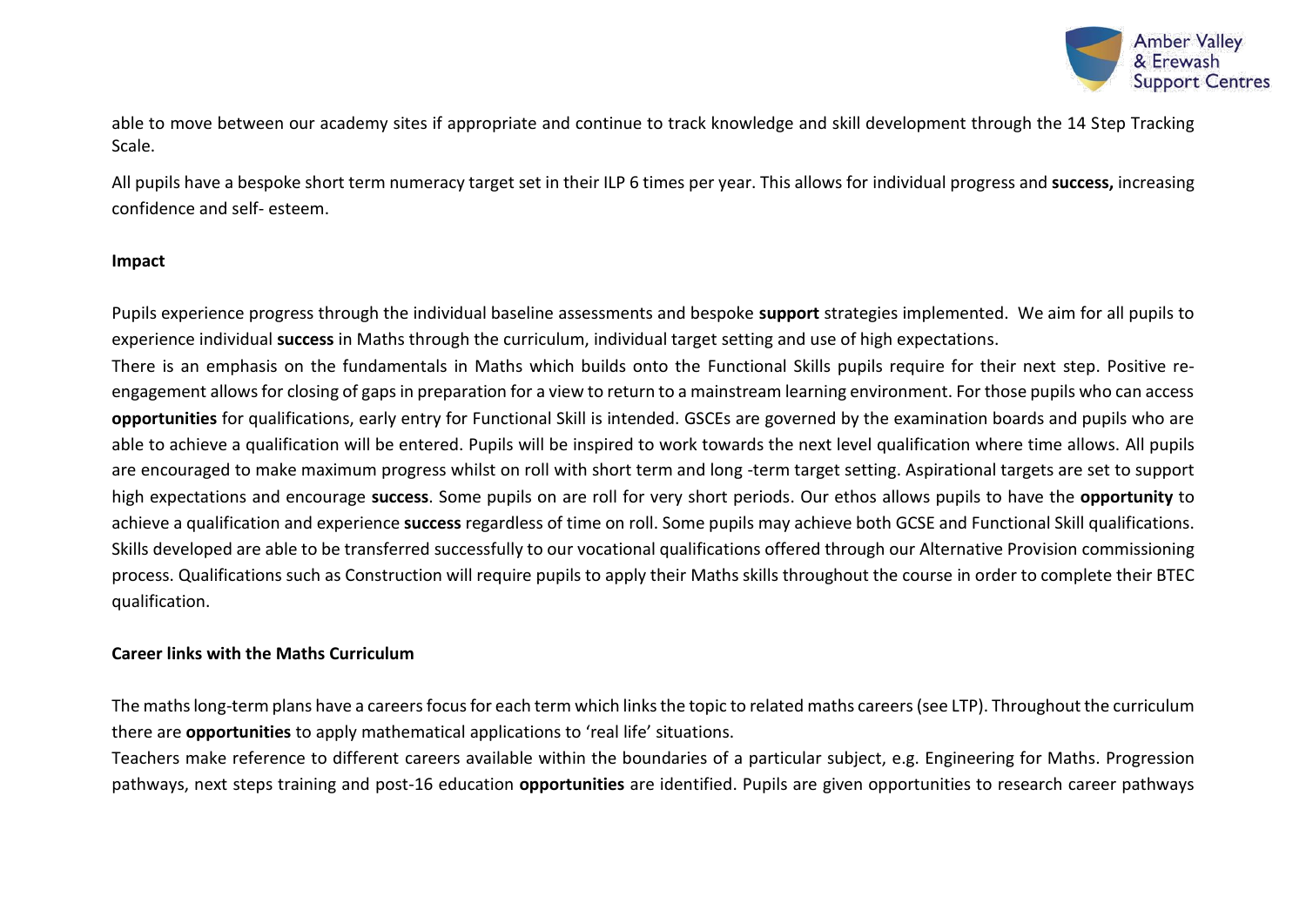able to move between our academy sites if appropriate and continue to track knowledge and skill development through the 14 Step Tracking Scale.

All pupils have a bespoke short term numeracy target set in their ILP 6 times per year. This allows for individual progress and **success,** increasing confidence and self- esteem.

**Impact**

Pupils experience progress through the individual baseline assessments and bespoke **support** strategies implemented. We aim for all pupils to experience individual **success** in Maths through the curriculum, individual target setting and use of high expectations.

There is an emphasis on the fundamentals in Maths which builds onto the Functional Skills pupils require for their next step. Positive re-engagement allows for closing of gaps in preparation for a view to return to a mainstream learning environment. For those pupils who can access **opportunities** for qualifications, early entry for Functional Skill is intended. GSCEs are governed by the examination boards and pupils who are able to achieve a qualification will be entered. Pupils will be inspired to work towards the next level qualification where time allows. All pupils are encouraged to make maximum progress whilst on roll with short term and long -term target setting. Aspirational targets are set to support high expectations and encourage **success**. Some pupils on are roll for very short periods. Our ethos allows pupils to have the **opportunity** to achieve a qualification and experience **success** regardless of time on roll. Some pupils may achieve both GCSE and Functional Skill qualifications. Skills developed are able to be transferred successfully to our vocational qualifications offered through our Alternative Provision commissioning process. Qualifications such as Construction will require pupils to apply their Maths skills throughout the course in order to complete their BTEC qualification.

**Career links with the Maths Curriculum**

The maths long-term plans have a careers focus for each term which links the topic to related maths careers (see LTP). Throughout the curriculum there are **opportunities** to apply mathematical applications to 'real life' situations.

Teachers make reference to different careers available within the boundaries of a particular subject, e.g. Engineering for Maths. Progression pathways, next steps training and post-16 education **opportunities** are identified. Pupils are given opportunities to research career pathways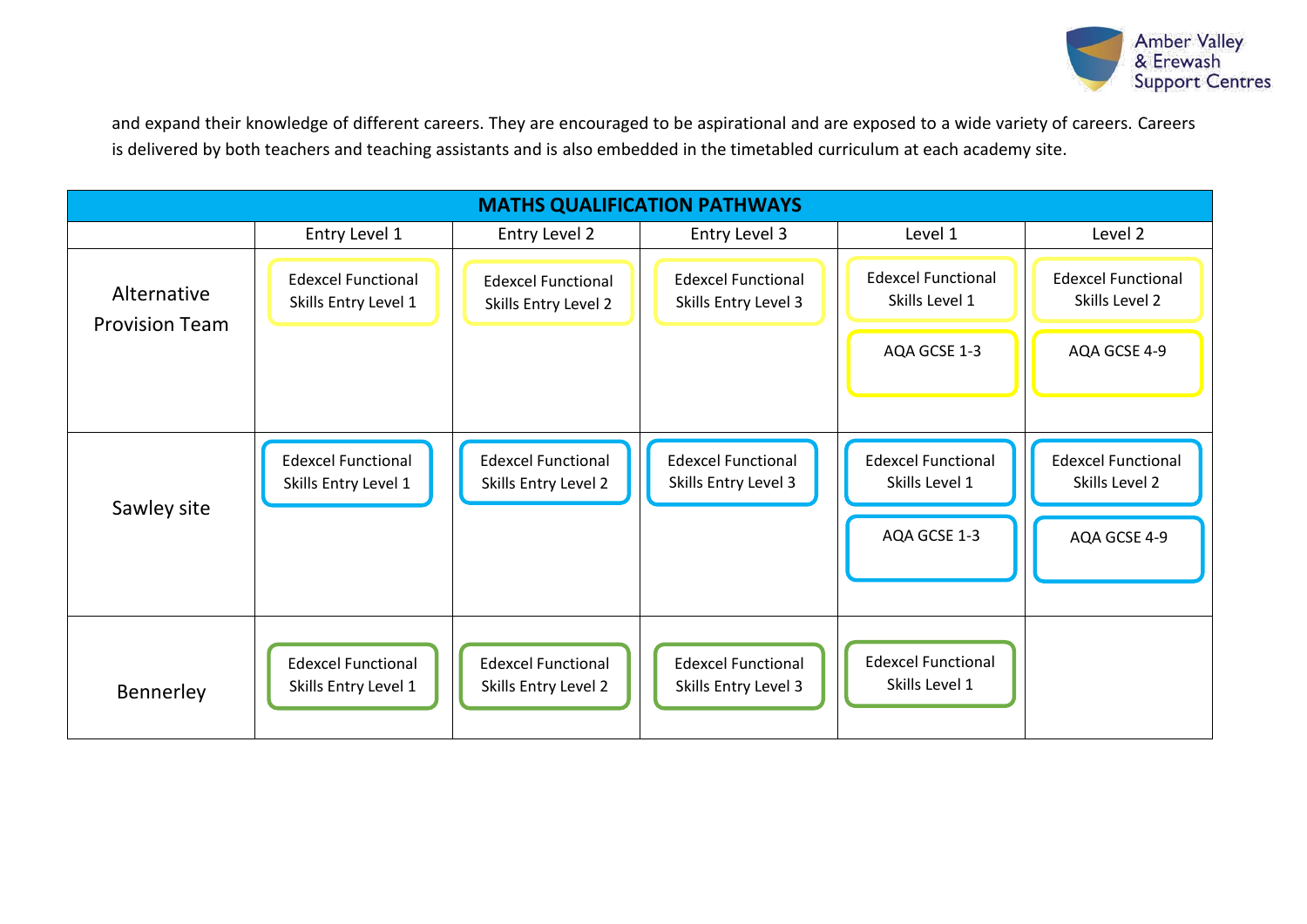and expand their knowledge of different careers. They are encouraged to be aspirational and are exposed to a wide variety of careers. Careers is delivered by both teachers and teaching assistants and is also embedded in the timetabled curriculum at each academy site.

| MATHS QUALIFICATION PATHWAYS | | | | | |
|---|---|---|---|---|---|
| | Entry Level 1 | Entry Level 2 | Entry Level 3 | Level 1 | Level 2 |
| Alternative Provision Team | Edexcel Functional Skills Entry Level 1 | Edexcel Functional Skills Entry Level 2 | Edexcel Functional Skills Entry Level 3 | Edexcel Functional Skills Level 1<br>AQA GCSE 1-3 | Edexcel Functional Skills Level 2<br>AQA GCSE 4-9 |
| Sawley site | Edexcel Functional Skills Entry Level 1 | Edexcel Functional Skills Entry Level 2 | Edexcel Functional Skills Entry Level 3 | Edexcel Functional Skills Level 1<br>AQA GCSE 1-3 | Edexcel Functional Skills Level 2<br>AQA GCSE 4-9 |
| Bennerley | Edexcel Functional Skills Entry Level 1 | Edexcel Functional Skills Entry Level 2 | Edexcel Functional Skills Entry Level 3 | Edexcel Functional Skills Level 1 | |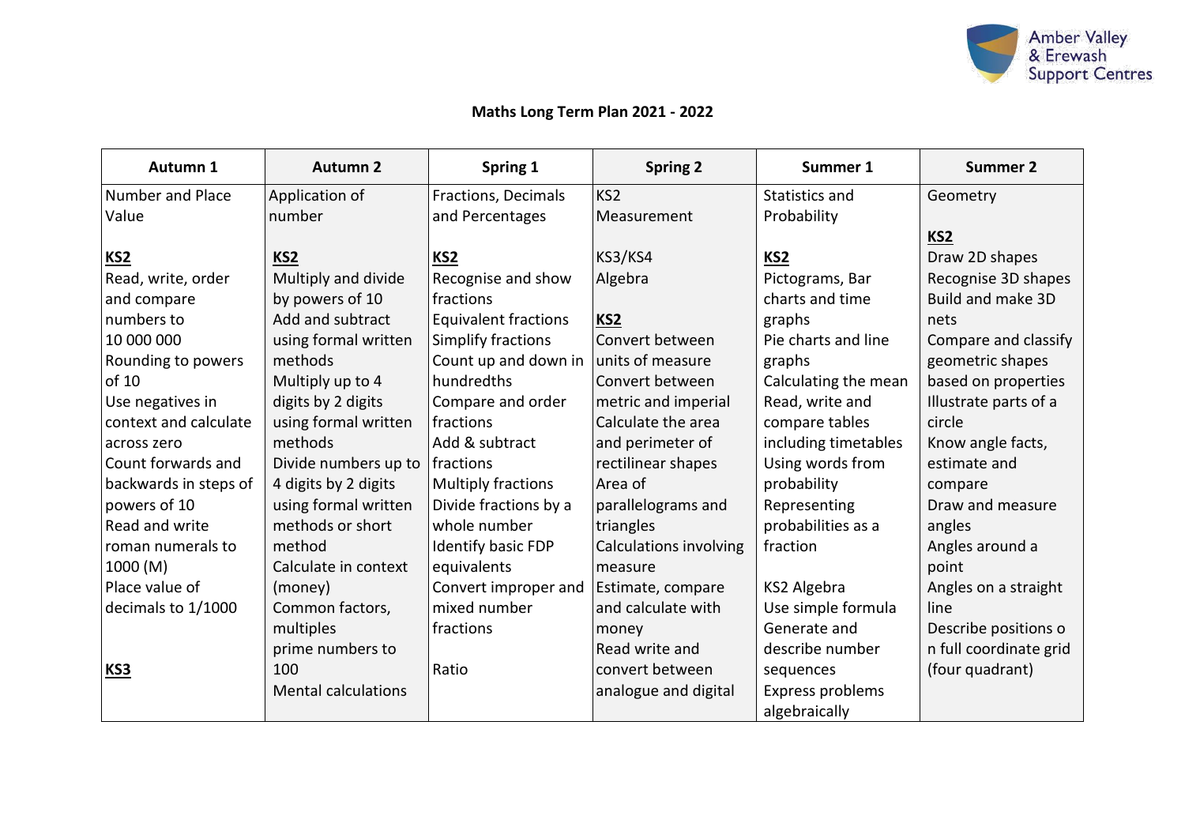# Maths Long Term Plan 2021 - 2022

| Autumn 1 | Autumn 2 | Spring 1 | Spring 2 | Summer 1 | Summer 2 |
|---|---|---|---|---|---|
| Number and Place Value<br><br>**KS2**<br>Read, write, order and compare numbers to 10 000 000<br>Rounding to powers of 10<br>Use negatives in context and calculate across zero<br>Count forwards and backwards in steps of powers of 10<br>Read and write roman numerals to 1000 (M)<br>Place value of decimals to 1/1000<br><br><br>**KS3** | Application of number<br><br>**KS2**<br>Multiply and divide by powers of 10<br>Add and subtract using formal written methods<br>Multiply up to 4 digits by 2 digits using formal written methods<br>Divide numbers up to 4 digits by 2 digits using formal written methods or short method<br>Calculate in context (money)<br>Common factors, multiples prime numbers to 100<br>Mental calculations | Fractions, Decimals and Percentages<br><br>**KS2**<br>Recognise and show fractions<br>Equivalent fractions<br>Simplify fractions<br>Count up and down in hundredths<br>Compare and order fractions<br>Add & subtract fractions<br>Multiply fractions<br>Divide fractions by a whole number<br>Identify basic FDP equivalents<br>Convert improper and mixed number fractions<br><br>Ratio | KS2 Measurement<br><br>KS3/KS4 Algebra<br><br>**KS2**<br>Convert between units of measure<br>Convert between metric and imperial<br>Calculate the area and perimeter of rectilinear shapes<br>Area of parallelograms and triangles<br>Calculations involving measure<br>Estimate, compare and calculate with money<br>Read write and convert between analogue and digital | Statistics and Probability<br><br>**KS2**<br>Pictograms, Bar charts and time graphs<br>Pie charts and line graphs<br>Calculating the mean<br>Read, write and compare tables including timetables<br>Using words from probability<br>Representing probabilities as a fraction<br><br>KS2 Algebra<br>Use simple formula<br>Generate and describe number sequences<br>Express problems algebraically | Geometry<br><br>**KS2**<br>Draw 2D shapes<br>Recognise 3D shapes<br>Build and make 3D nets<br>Compare and classify geometric shapes based on properties<br>Illustrate parts of a circle<br>Know angle facts, estimate and compare<br>Draw and measure angles<br>Angles around a point<br>Angles on a straight line<br>Describe positions o n full coordinate grid (four quadrant) |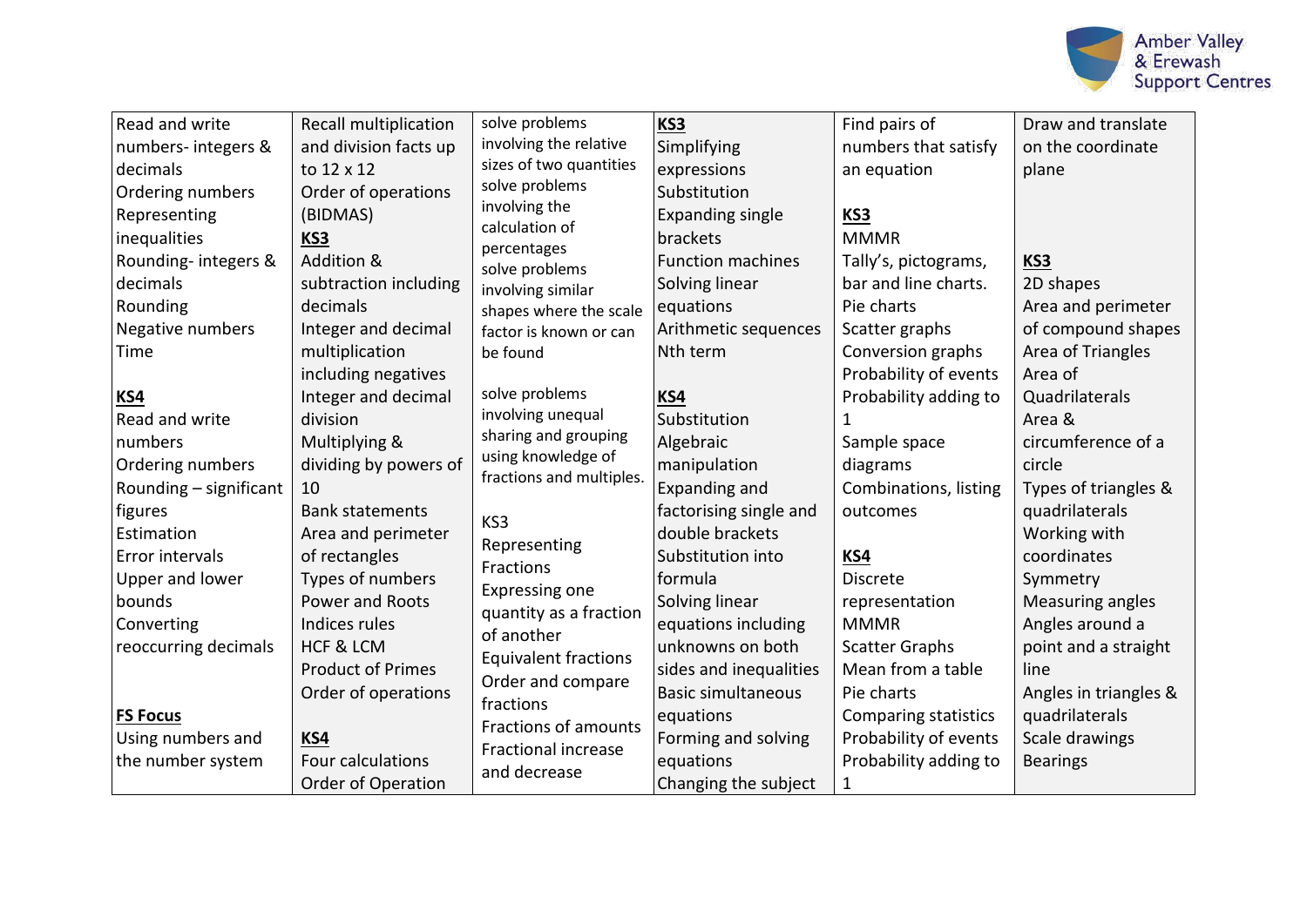| | | | | | |
|---|---|---|---|---|---|
| Read and write numbers- integers & decimals<br>Ordering numbers<br>Representing inequalities<br>Rounding- integers & decimals<br>Rounding<br>Negative numbers<br>Time<br><br>**KS4**<br>Read and write numbers<br>Ordering numbers<br>Rounding – significant figures<br>Estimation<br>Error intervals<br>Upper and lower bounds<br>Converting reoccurring decimals<br><br>**FS Focus**<br>Using numbers and the number system | Recall multiplication and division facts up to 12 x 12<br>Order of operations (BIDMAS)<br>**KS3**<br>Addition & subtraction including decimals<br>Integer and decimal multiplication including negatives<br>Integer and decimal division<br>Multiplying & dividing by powers of 10<br>Bank statements<br>Area and perimeter of rectangles<br>Types of numbers<br>Power and Roots<br>Indices rules<br>HCF & LCM<br>Product of Primes<br>Order of operations<br><br>**KS4**<br>Four calculations<br>Order of Operation | solve problems involving the relative sizes of two quantities<br>solve problems involving the calculation of percentages<br>solve problems involving similar shapes where the scale factor is known or can be found<br><br>solve problems involving unequal sharing and grouping using knowledge of fractions and multiples.<br><br>KS3<br>Representing Fractions<br>Expressing one quantity as a fraction of another<br>Equivalent fractions<br>Order and compare fractions<br>Fractions of amounts<br>Fractional increase and decrease | **KS3**<br>Simplifying expressions<br>Substitution<br>Expanding single brackets<br>Function machines<br>Solving linear equations<br>Arithmetic sequences<br>Nth term<br><br>**KS4**<br>Substitution<br>Algebraic manipulation<br>Expanding and factorising single and double brackets<br>Substitution into formula<br>Solving linear equations including unknowns on both sides and inequalities<br>Basic simultaneous equations<br>Forming and solving equations<br>Changing the subject | Find pairs of numbers that satisfy an equation<br><br>**KS3**<br>MMMR<br>Tally's, pictograms, bar and line charts.<br>Pie charts<br>Scatter graphs<br>Conversion graphs<br>Probability of events<br>Probability adding to 1<br>Sample space diagrams<br>Combinations, listing outcomes<br><br>**KS4**<br>Discrete representation<br>MMMR<br>Scatter Graphs<br>Mean from a table<br>Pie charts<br>Comparing statistics<br>Probability of events<br>Probability adding to 1 | Draw and translate on the coordinate plane<br><br><br>**KS3**<br>2D shapes<br>Area and perimeter of compound shapes<br>Area of Triangles<br>Area of Quadrilaterals<br>Area & circumference of a circle<br>Types of triangles & quadrilaterals<br>Working with coordinates<br>Symmetry<br>Measuring angles<br>Angles around a point and a straight line<br>Angles in triangles & quadrilaterals<br>Scale drawings<br>Bearings |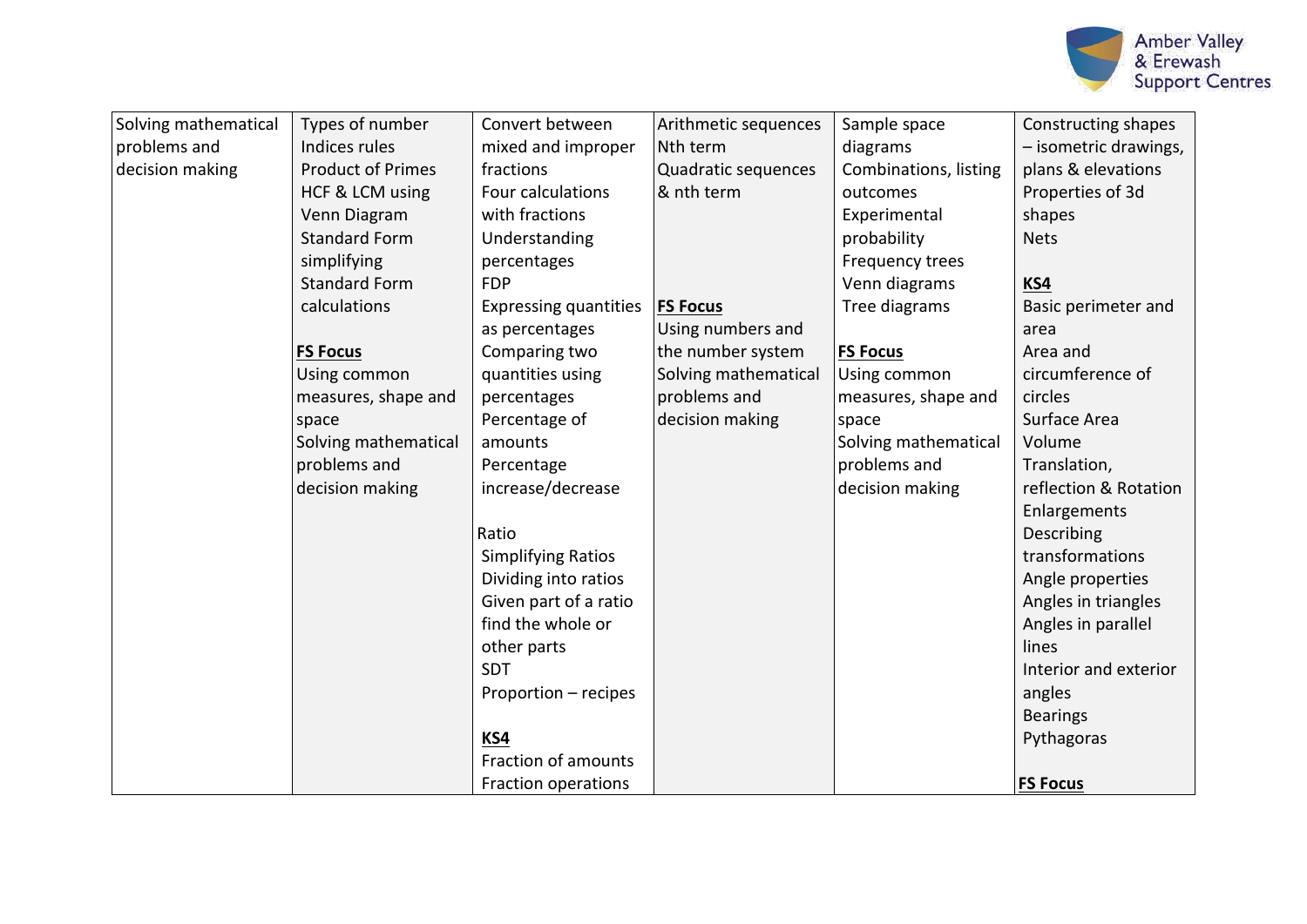| | | | | | |
|---|---|---|---|---|---|
| Solving mathematical problems and decision making | Types of number<br>Indices rules<br>Product of Primes<br>HCF & LCM using Venn Diagram<br>Standard Form simplifying<br>Standard Form calculations<br><br>**<u>FS Focus</u>**<br>Using common measures, shape and space<br>Solving mathematical problems and decision making | Convert between mixed and improper fractions<br>Four calculations with fractions<br>Understanding percentages<br>FDP<br>Expressing quantities as percentages<br>Comparing two quantities using percentages<br>Percentage of amounts<br>Percentage increase/decrease<br><br>Ratio<br>Simplifying Ratios<br>Dividing into ratios<br>Given part of a ratio find the whole or other parts<br>SDT<br>Proportion – recipes<br><br>**<u>KS4</u>**<br>Fraction of amounts<br>Fraction operations | Arithmetic sequences<br>Nth term<br>Quadratic sequences & nth term<br><br>**<u>FS Focus</u>**<br>Using numbers and the number system<br>Solving mathematical problems and decision making | Sample space diagrams<br>Combinations, listing outcomes<br>Experimental probability<br>Frequency trees<br>Venn diagrams<br>Tree diagrams<br><br>**<u>FS Focus</u>**<br>Using common measures, shape and space<br>Solving mathematical problems and decision making | Constructing shapes – isometric drawings, plans & elevations<br>Properties of 3d shapes<br>Nets<br><br>**<u>KS4</u>**<br>Basic perimeter and area<br>Area and circumference of circles<br>Surface Area<br>Volume<br>Translation, reflection & Rotation<br>Enlargements<br>Describing transformations<br>Angle properties<br>Angles in triangles<br>Angles in parallel lines<br>Interior and exterior angles<br>Bearings<br>Pythagoras<br><br>**<u>FS Focus</u>** |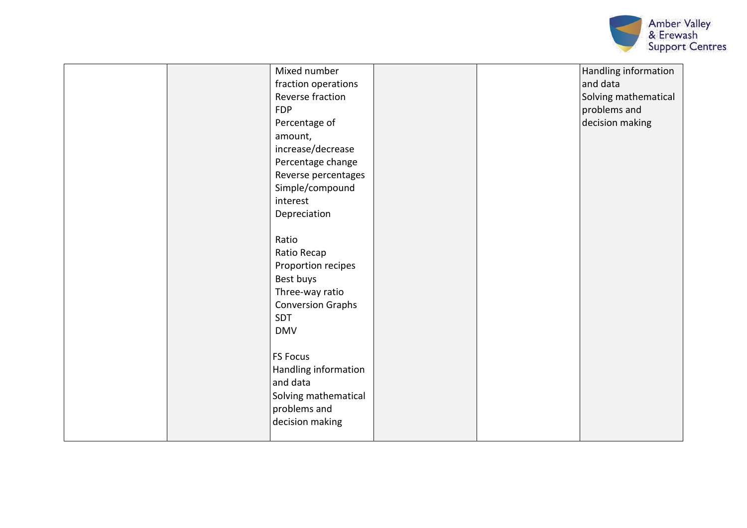| | | | | | |
|---|---|---|---|---|---|
| | | Mixed number fraction operations<br>Reverse fraction<br>FDP<br>Percentage of amount, increase/decrease<br>Percentage change<br>Reverse percentages<br>Simple/compound interest<br>Depreciation<br><br>Ratio<br>Ratio Recap<br>Proportion recipes<br>Best buys<br>Three-way ratio<br>Conversion Graphs<br>SDT<br>DMV<br><br>FS Focus<br>Handling information and data<br>Solving mathematical problems and decision making | | | Handling information and data<br>Solving mathematical problems and decision making |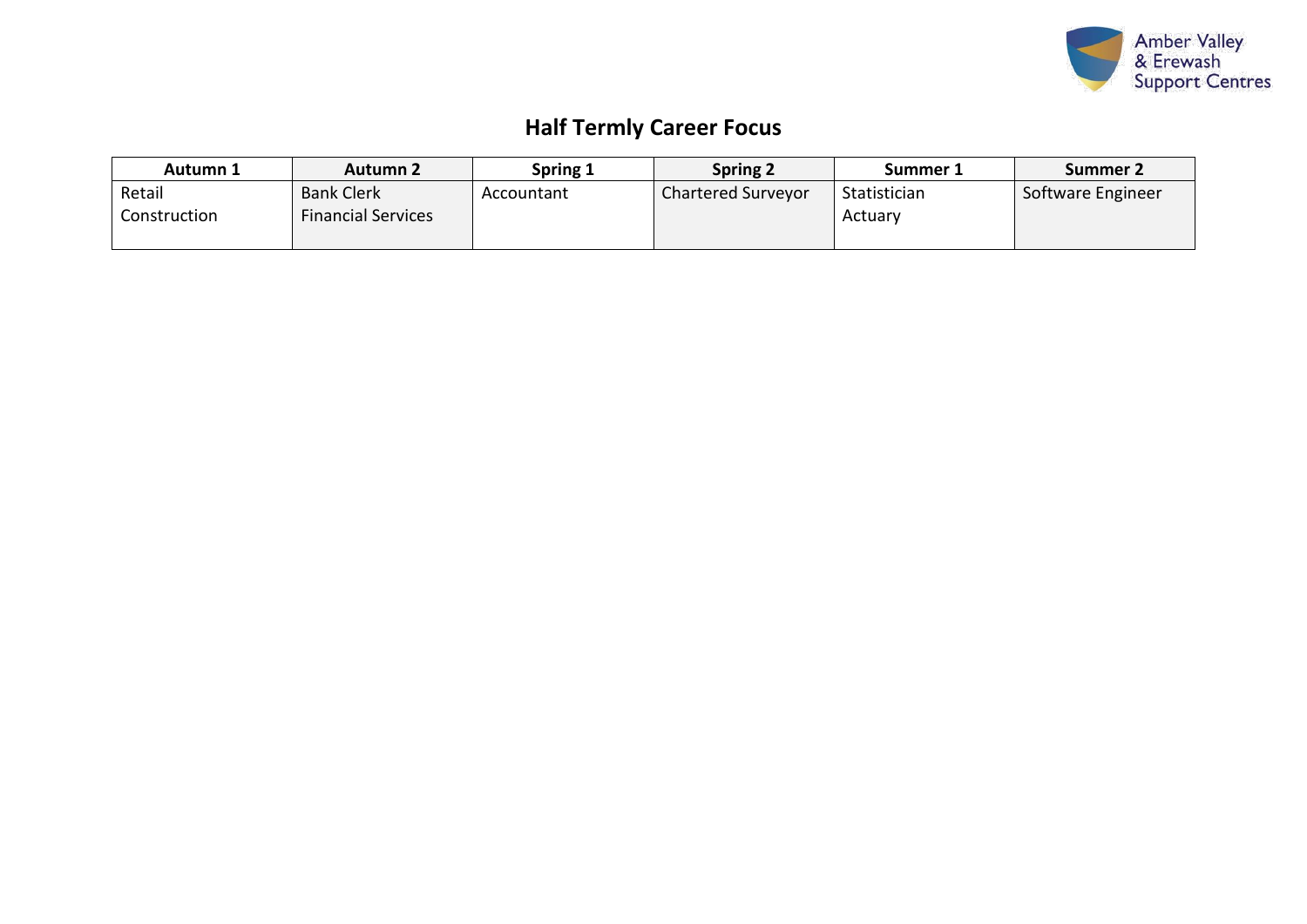## Half Termly Career Focus

| Autumn 1 | Autumn 2 | Spring 1 | Spring 2 | Summer 1 | Summer 2 |
|---|---|---|---|---|---|
| Retail<br>Construction | Bank Clerk<br>Financial Services | Accountant | Chartered Surveyor | Statistician<br>Actuary | Software Engineer |